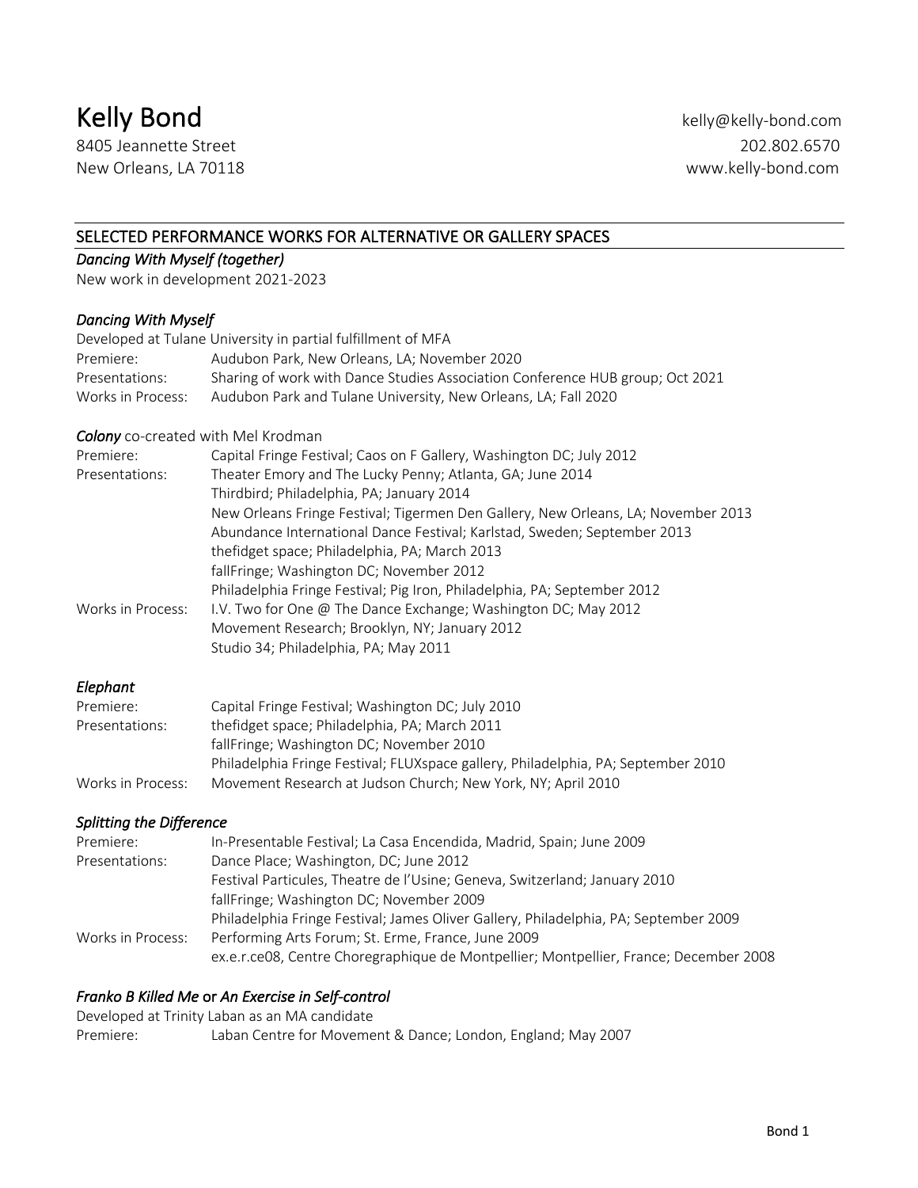# Kelly Bond

8405 Jeannette Street
New Orleans, LA 70118

kelly@kelly-bond.com
202.802.6570
www.kelly-bond.com

## SELECTED PERFORMANCE WORKS FOR ALTERNATIVE OR GALLERY SPACES

### *Dancing With Myself (together)*

New work in development 2021-2023

### *Dancing With Myself*

Developed at Tulane University in partial fulfillment of MFA

| | |
|---|---|
| Premiere: | Audubon Park, New Orleans, LA; November 2020 |
| Presentations: | Sharing of work with Dance Studies Association Conference HUB group; Oct 2021 |
| Works in Process: | Audubon Park and Tulane University, New Orleans, LA; Fall 2020 |

### ***Colony*** co-created with Mel Krodman

| | |
|---|---|
| Premiere: | Capital Fringe Festival; Caos on F Gallery, Washington DC; July 2012 |
| Presentations: | Theater Emory and The Lucky Penny; Atlanta, GA; June 2014 |
| | Thirdbird; Philadelphia, PA; January 2014 |
| | New Orleans Fringe Festival; Tigermen Den Gallery, New Orleans, LA; November 2013 |
| | Abundance International Dance Festival; Karlstad, Sweden; September 2013 |
| | thefidget space; Philadelphia, PA; March 2013 |
| | fallFringe; Washington DC; November 2012 |
| | Philadelphia Fringe Festival; Pig Iron, Philadelphia, PA; September 2012 |
| Works in Process: | I.V. Two for One @ The Dance Exchange; Washington DC; May 2012 |
| | Movement Research; Brooklyn, NY; January 2012 |
| | Studio 34; Philadelphia, PA; May 2011 |

### *Elephant*

| | |
|---|---|
| Premiere: | Capital Fringe Festival; Washington DC; July 2010 |
| Presentations: | thefidget space; Philadelphia, PA; March 2011 |
| | fallFringe; Washington DC; November 2010 |
| | Philadelphia Fringe Festival; FLUXspace gallery, Philadelphia, PA; September 2010 |
| Works in Process: | Movement Research at Judson Church; New York, NY; April 2010 |

### *Splitting the Difference*

| | |
|---|---|
| Premiere: | In-Presentable Festival; La Casa Encendida, Madrid, Spain; June 2009 |
| Presentations: | Dance Place; Washington, DC; June 2012 |
| | Festival Particules, Theatre de l'Usine; Geneva, Switzerland; January 2010 |
| | fallFringe; Washington DC; November 2009 |
| | Philadelphia Fringe Festival; James Oliver Gallery, Philadelphia, PA; September 2009 |
| Works in Process: | Performing Arts Forum; St. Erme, France, June 2009 |
| | ex.e.r.ce08, Centre Choregraphique de Montpellier; Montpellier, France; December 2008 |

### *Franko B Killed Me* or *An Exercise in Self-control*

Developed at Trinity Laban as an MA candidate

| | |
|---|---|
| Premiere: | Laban Centre for Movement & Dance; London, England; May 2007 |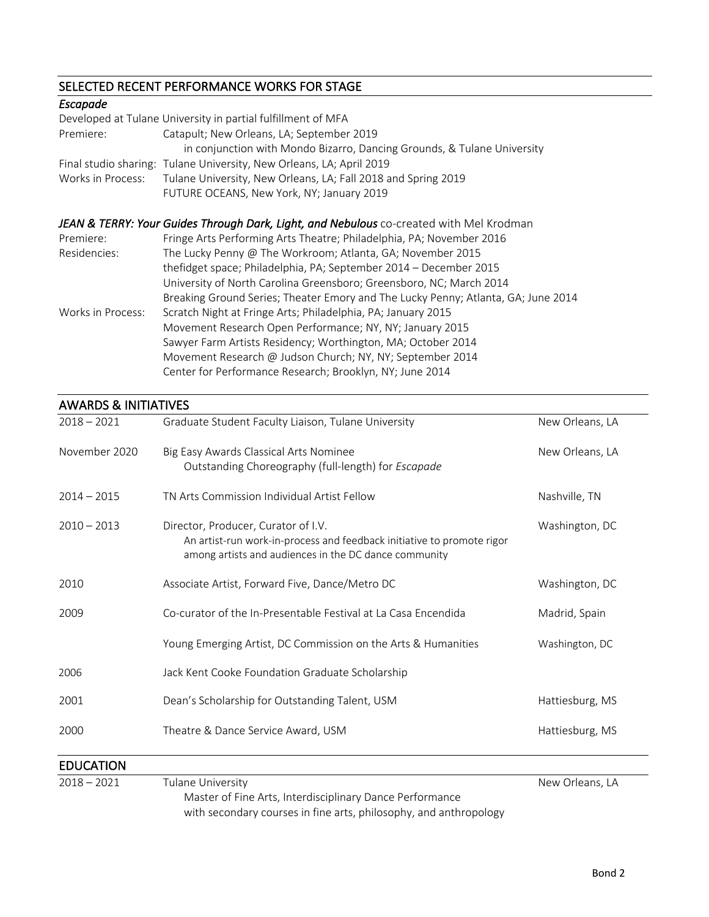## SELECTED RECENT PERFORMANCE WORKS FOR STAGE

### *Escapade*

Developed at Tulane University in partial fulfillment of MFA

| | |
|---|---|
| Premiere: | Catapult; New Orleans, LA; September 2019 |
| | in conjunction with Mondo Bizarro, Dancing Grounds, & Tulane University |
| Final studio sharing: | Tulane University, New Orleans, LA; April 2019 |
| Works in Process: | Tulane University, New Orleans, LA; Fall 2018 and Spring 2019 |
| | FUTURE OCEANS, New York, NY; January 2019 |

### *JEAN & TERRY: Your Guides Through Dark, Light, and Nebulous* co-created with Mel Krodman

| | |
|---|---|
| Premiere: | Fringe Arts Performing Arts Theatre; Philadelphia, PA; November 2016 |
| Residencies: | The Lucky Penny @ The Workroom; Atlanta, GA; November 2015 |
| | thefidget space; Philadelphia, PA; September 2014 – December 2015 |
| | University of North Carolina Greensboro; Greensboro, NC; March 2014 |
| | Breaking Ground Series; Theater Emory and The Lucky Penny; Atlanta, GA; June 2014 |
| Works in Process: | Scratch Night at Fringe Arts; Philadelphia, PA; January 2015 |
| | Movement Research Open Performance; NY, NY; January 2015 |
| | Sawyer Farm Artists Residency; Worthington, MA; October 2014 |
| | Movement Research @ Judson Church; NY, NY; September 2014 |
| | Center for Performance Research; Brooklyn, NY; June 2014 |

## AWARDS & INITIATIVES

| | | |
|---|---|---|
| 2018 – 2021 | Graduate Student Faculty Liaison, Tulane University | New Orleans, LA |
| November 2020 | Big Easy Awards Classical Arts Nominee<br>Outstanding Choreography (full-length) for *Escapade* | New Orleans, LA |
| 2014 – 2015 | TN Arts Commission Individual Artist Fellow | Nashville, TN |
| 2010 – 2013 | Director, Producer, Curator of I.V.<br>An artist-run work-in-process and feedback initiative to promote rigor among artists and audiences in the DC dance community | Washington, DC |
| 2010 | Associate Artist, Forward Five, Dance/Metro DC | Washington, DC |
| 2009 | Co-curator of the In-Presentable Festival at La Casa Encendida | Madrid, Spain |
| | Young Emerging Artist, DC Commission on the Arts & Humanities | Washington, DC |
| 2006 | Jack Kent Cooke Foundation Graduate Scholarship | |
| 2001 | Dean's Scholarship for Outstanding Talent, USM | Hattiesburg, MS |
| 2000 | Theatre & Dance Service Award, USM | Hattiesburg, MS |

## EDUCATION

| | | |
|---|---|---|
| 2018 – 2021 | Tulane University<br>Master of Fine Arts, Interdisciplinary Dance Performance<br>with secondary courses in fine arts, philosophy, and anthropology | New Orleans, LA |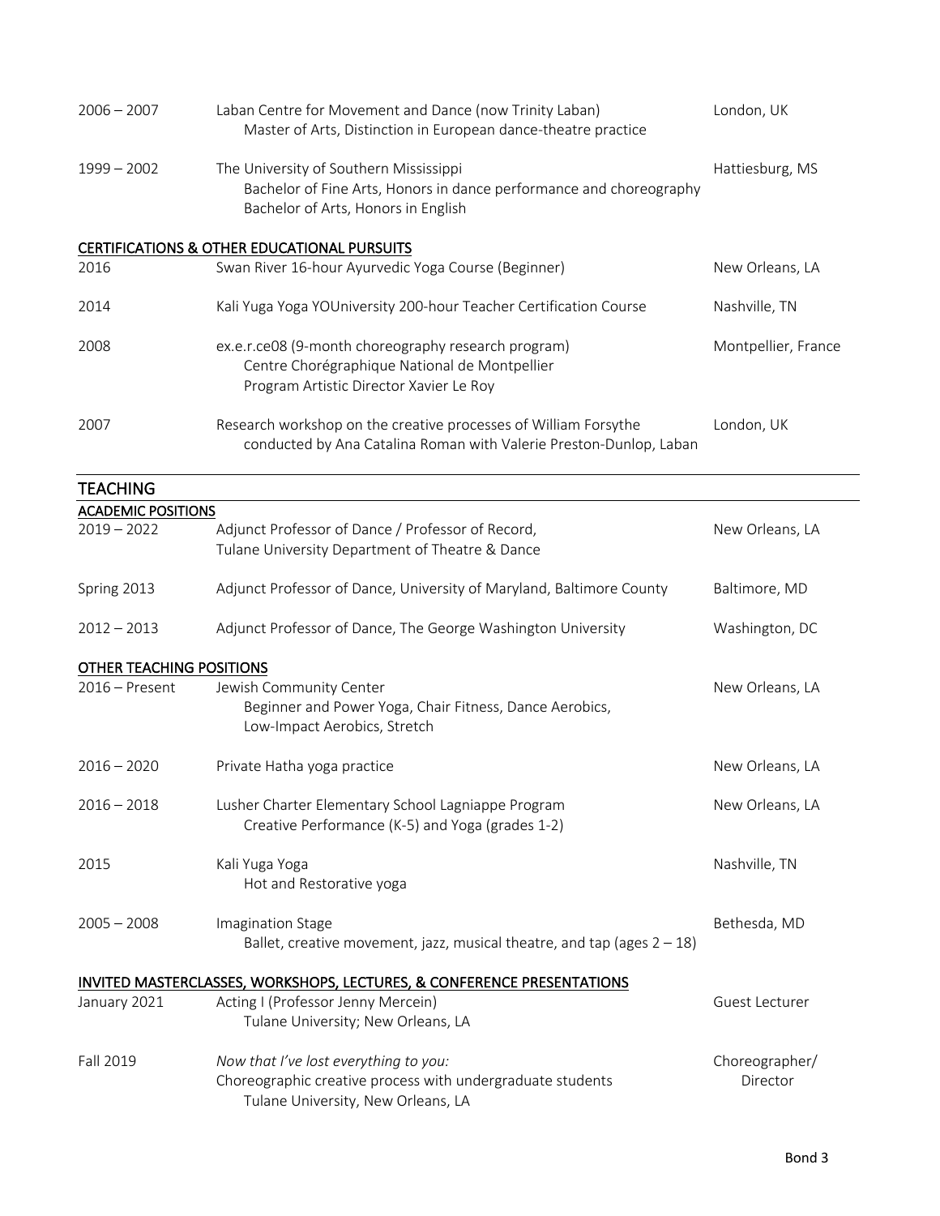| | | |
|---|---|---|
| 2006 – 2007 | Laban Centre for Movement and Dance (now Trinity Laban)<br>Master of Arts, Distinction in European dance-theatre practice | London, UK |
| 1999 – 2002 | The University of Southern Mississippi<br>Bachelor of Fine Arts, Honors in dance performance and choreography<br>Bachelor of Arts, Honors in English | Hattiesburg, MS |

### CERTIFICATIONS & OTHER EDUCATIONAL PURSUITS

| | | |
|---|---|---|
| 2016 | Swan River 16-hour Ayurvedic Yoga Course (Beginner) | New Orleans, LA |
| 2014 | Kali Yuga Yoga YOUniversity 200-hour Teacher Certification Course | Nashville, TN |
| 2008 | ex.e.r.ce08 (9-month choreography research program)<br>Centre Chorégraphique National de Montpellier<br>Program Artistic Director Xavier Le Roy | Montpellier, France |
| 2007 | Research workshop on the creative processes of William Forsythe<br>conducted by Ana Catalina Roman with Valerie Preston-Dunlop, Laban | London, UK |

## TEACHING

### ACADEMIC POSITIONS

| | | |
|---|---|---|
| 2019 – 2022 | Adjunct Professor of Dance / Professor of Record,<br>Tulane University Department of Theatre & Dance | New Orleans, LA |
| Spring 2013 | Adjunct Professor of Dance, University of Maryland, Baltimore County | Baltimore, MD |
| 2012 – 2013 | Adjunct Professor of Dance, The George Washington University | Washington, DC |

### OTHER TEACHING POSITIONS

| | | |
|---|---|---|
| 2016 – Present | Jewish Community Center<br>Beginner and Power Yoga, Chair Fitness, Dance Aerobics,<br>Low-Impact Aerobics, Stretch | New Orleans, LA |
| 2016 – 2020 | Private Hatha yoga practice | New Orleans, LA |
| 2016 – 2018 | Lusher Charter Elementary School Lagniappe Program<br>Creative Performance (K-5) and Yoga (grades 1-2) | New Orleans, LA |
| 2015 | Kali Yuga Yoga<br>Hot and Restorative yoga | Nashville, TN |
| 2005 – 2008 | Imagination Stage<br>Ballet, creative movement, jazz, musical theatre, and tap (ages 2 – 18) | Bethesda, MD |

### INVITED MASTERCLASSES, WORKSHOPS, LECTURES, & CONFERENCE PRESENTATIONS

| | | |
|---|---|---|
| January 2021 | Acting I (Professor Jenny Mercein)<br>Tulane University; New Orleans, LA | Guest Lecturer |
| Fall 2019 | *Now that I've lost everything to you:*<br>Choreographic creative process with undergraduate students<br>Tulane University, New Orleans, LA | Choreographer/ Director |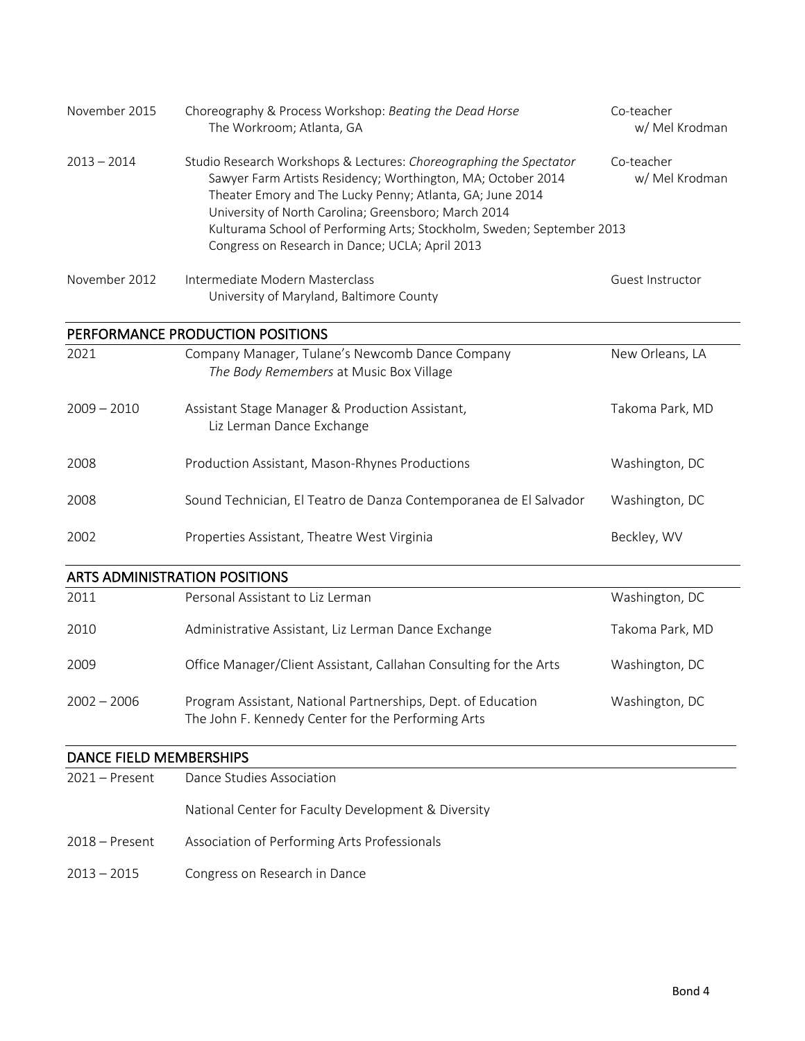| | | |
|---|---|---|
| November 2015 | Choreography & Process Workshop: *Beating the Dead Horse*<br>The Workroom; Atlanta, GA | Co-teacher w/ Mel Krodman |
| 2013 – 2014 | Studio Research Workshops & Lectures: *Choreographing the Spectator*<br>Sawyer Farm Artists Residency; Worthington, MA; October 2014<br>Theater Emory and The Lucky Penny; Atlanta, GA; June 2014<br>University of North Carolina; Greensboro; March 2014<br>Kulturama School of Performing Arts; Stockholm, Sweden; September 2013<br>Congress on Research in Dance; UCLA; April 2013 | Co-teacher w/ Mel Krodman |
| November 2012 | Intermediate Modern Masterclass<br>University of Maryland, Baltimore County | Guest Instructor |

## PERFORMANCE PRODUCTION POSITIONS

| | | |
|---|---|---|
| 2021 | Company Manager, Tulane's Newcomb Dance Company<br>*The Body Remembers* at Music Box Village | New Orleans, LA |
| 2009 – 2010 | Assistant Stage Manager & Production Assistant,<br>Liz Lerman Dance Exchange | Takoma Park, MD |
| 2008 | Production Assistant, Mason-Rhynes Productions | Washington, DC |
| 2008 | Sound Technician, El Teatro de Danza Contemporanea de El Salvador | Washington, DC |
| 2002 | Properties Assistant, Theatre West Virginia | Beckley, WV |

## ARTS ADMINISTRATION POSITIONS

| | | |
|---|---|---|
| 2011 | Personal Assistant to Liz Lerman | Washington, DC |
| 2010 | Administrative Assistant, Liz Lerman Dance Exchange | Takoma Park, MD |
| 2009 | Office Manager/Client Assistant, Callahan Consulting for the Arts | Washington, DC |
| 2002 – 2006 | Program Assistant, National Partnerships, Dept. of Education<br>The John F. Kennedy Center for the Performing Arts | Washington, DC |

## DANCE FIELD MEMBERSHIPS

| | |
|---|---|
| 2021 – Present | Dance Studies Association |
| | National Center for Faculty Development & Diversity |
| 2018 – Present | Association of Performing Arts Professionals |
| 2013 – 2015 | Congress on Research in Dance |